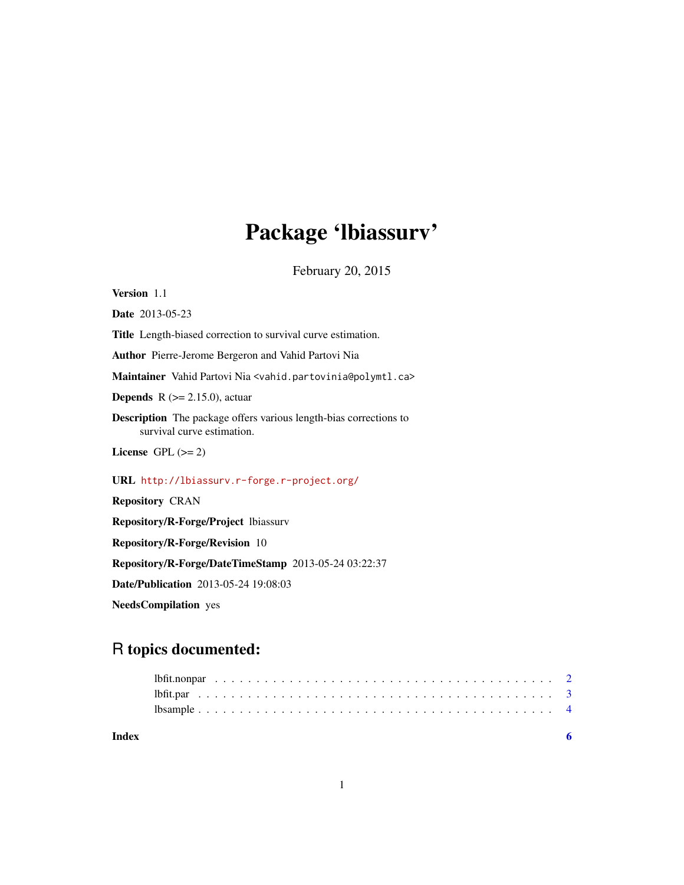# Package 'lbiassurv'

February 20, 2015

**Version** 1.1

**Date** 2013-05-23

**Title** Length-biased correction to survival curve estimation.

**Author** Pierre-Jerome Bergeron and Vahid Partovi Nia

**Maintainer** Vahid Partovi Nia <vahid.partovinia@polymtl.ca>

**Depends** R (>= 2.15.0), actuar

**Description** The package offers various length-bias corrections to survival curve estimation.

**License** GPL (>= 2)

**URL** http://lbiassurv.r-forge.r-project.org/

**Repository** CRAN

**Repository/R-Forge/Project** lbiassurv

**Repository/R-Forge/Revision** 10

**Repository/R-Forge/DateTimeStamp** 2013-05-24 03:22:37

**Date/Publication** 2013-05-24 19:08:03

**NeedsCompilation** yes

## R topics documented:

- lbfit.nonpar . . . . . . . . . . . . . . . . . . . . . . . . . . . . . . . . . . . . . . . . 2
- lbfit.par . . . . . . . . . . . . . . . . . . . . . . . . . . . . . . . . . . . . . . . . 3
- lbsample . . . . . . . . . . . . . . . . . . . . . . . . . . . . . . . . . . . . . . . . 4

**Index** 6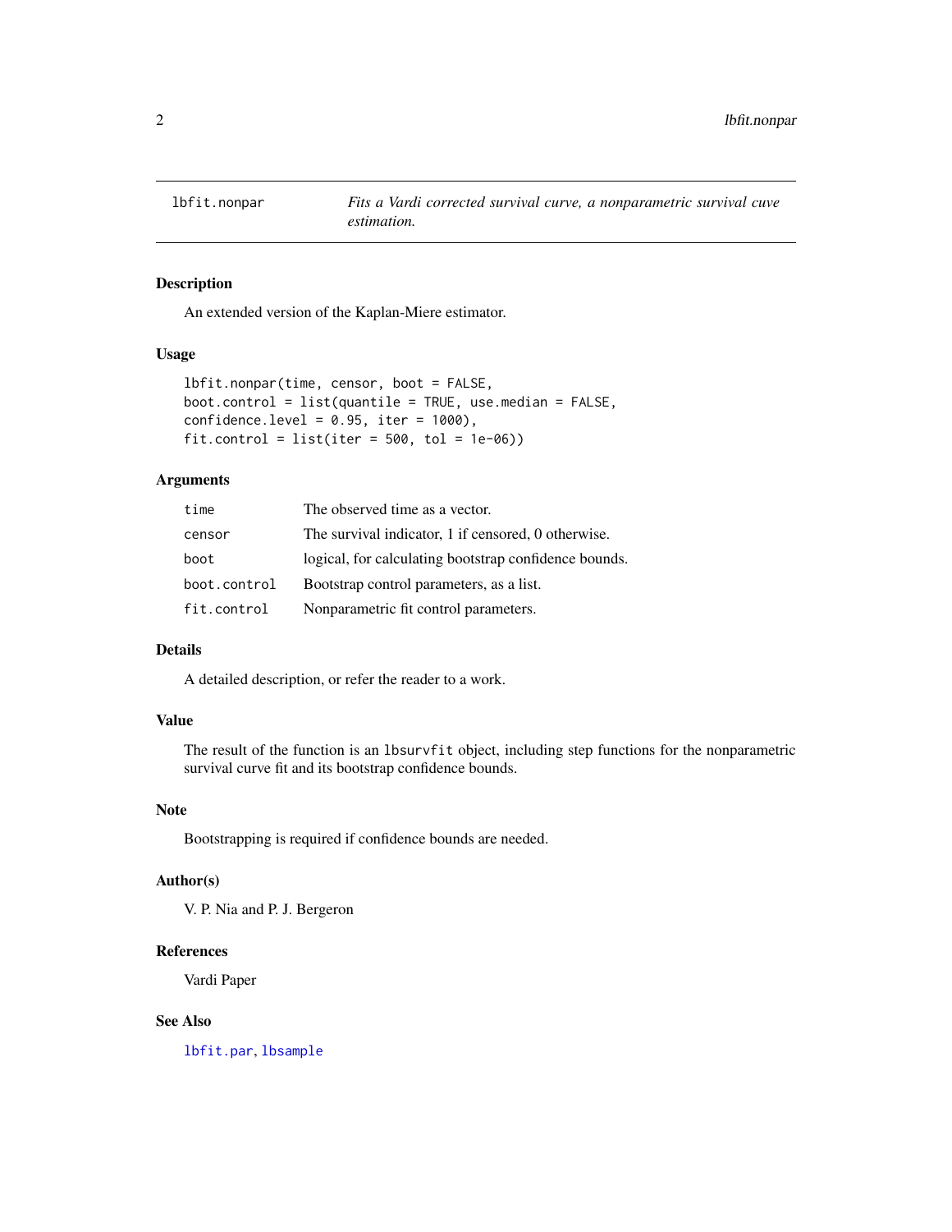# lbfit.nonpar

*Fits a Vardi corrected survival curve, a nonparametric survival cuve estimation.*

## Description

An extended version of the Kaplan-Miere estimator.

## Usage

```
lbfit.nonpar(time, censor, boot = FALSE,
boot.control = list(quantile = TRUE, use.median = FALSE,
confidence.level = 0.95, iter = 1000),
fit.control = list(iter = 500, tol = 1e-06))
```

## Arguments

| | |
|---|---|
| `time` | The observed time as a vector. |
| `censor` | The survival indicator, 1 if censored, 0 otherwise. |
| `boot` | logical, for calculating bootstrap confidence bounds. |
| `boot.control` | Bootstrap control parameters, as a list. |
| `fit.control` | Nonparametric fit control parameters. |

## Details

A detailed description, or refer the reader to a work.

## Value

The result of the function is an `lbsurvfit` object, including step functions for the nonparametric survival curve fit and its bootstrap confidence bounds.

## Note

Bootstrapping is required if confidence bounds are needed.

## Author(s)

V. P. Nia and P. J. Bergeron

## References

Vardi Paper

## See Also

`lbfit.par`, `lbsample`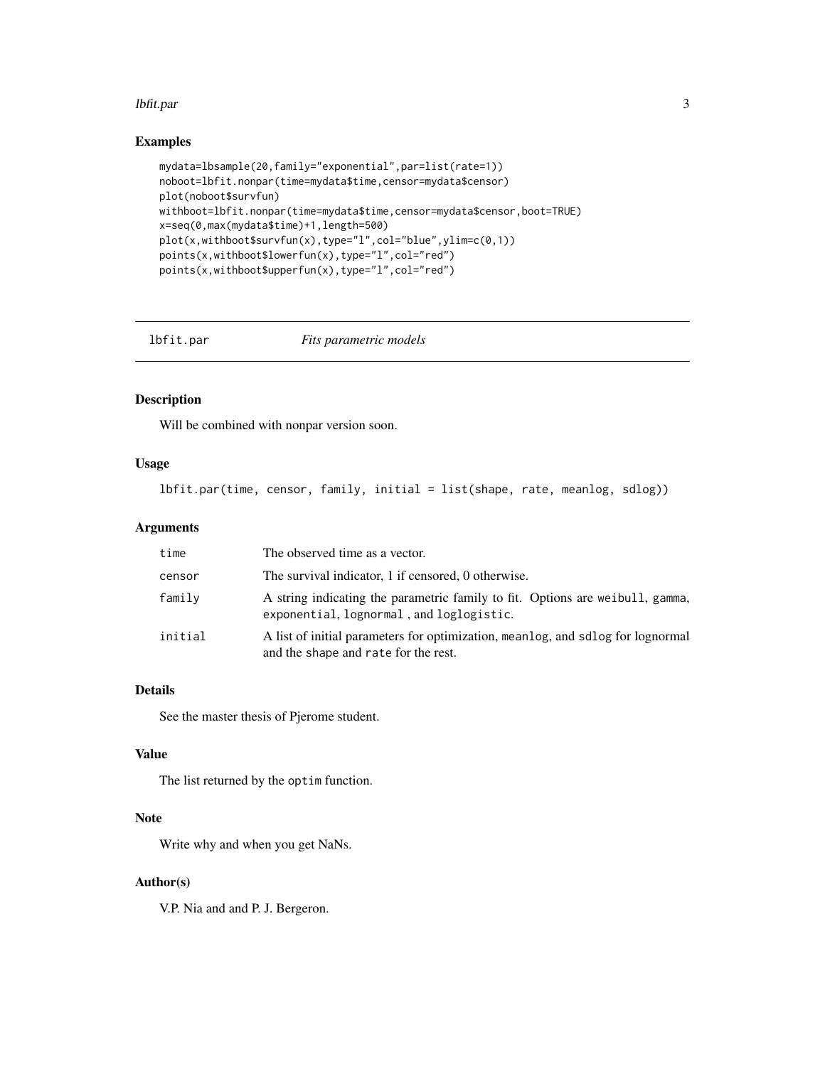## Examples

```
mydata=lbsample(20,family="exponential",par=list(rate=1))
noboot=lbfit.nonpar(time=mydata$time,censor=mydata$censor)
plot(noboot$survfun)
withboot=lbfit.nonpar(time=mydata$time,censor=mydata$censor,boot=TRUE)
x=seq(0,max(mydata$time)+1,length=500)
plot(x,withboot$survfun(x),type="l",col="blue",ylim=c(0,1))
points(x,withboot$lowerfun(x),type="l",col="red")
points(x,withboot$upperfun(x),type="l",col="red")
```

---

# lbfit.par *Fits parametric models*

---

## Description

Will be combined with nonpar version soon.

## Usage

```
lbfit.par(time, censor, family, initial = list(shape, rate, meanlog, sdlog))
```

## Arguments

| | |
|---|---|
| `time` | The observed time as a vector. |
| `censor` | The survival indicator, 1 if censored, 0 otherwise. |
| `family` | A string indicating the parametric family to fit. Options are `weibull`, `gamma`, `exponential`, `lognormal` , and `loglogistic`. |
| `initial` | A list of initial parameters for optimization, `meanlog`, and `sdlog` for lognormal and the `shape` and `rate` for the rest. |

## Details

See the master thesis of Pjerome student.

## Value

The list returned by the `optim` function.

## Note

Write why and when you get NaNs.

## Author(s)

V.P. Nia and and P. J. Bergeron.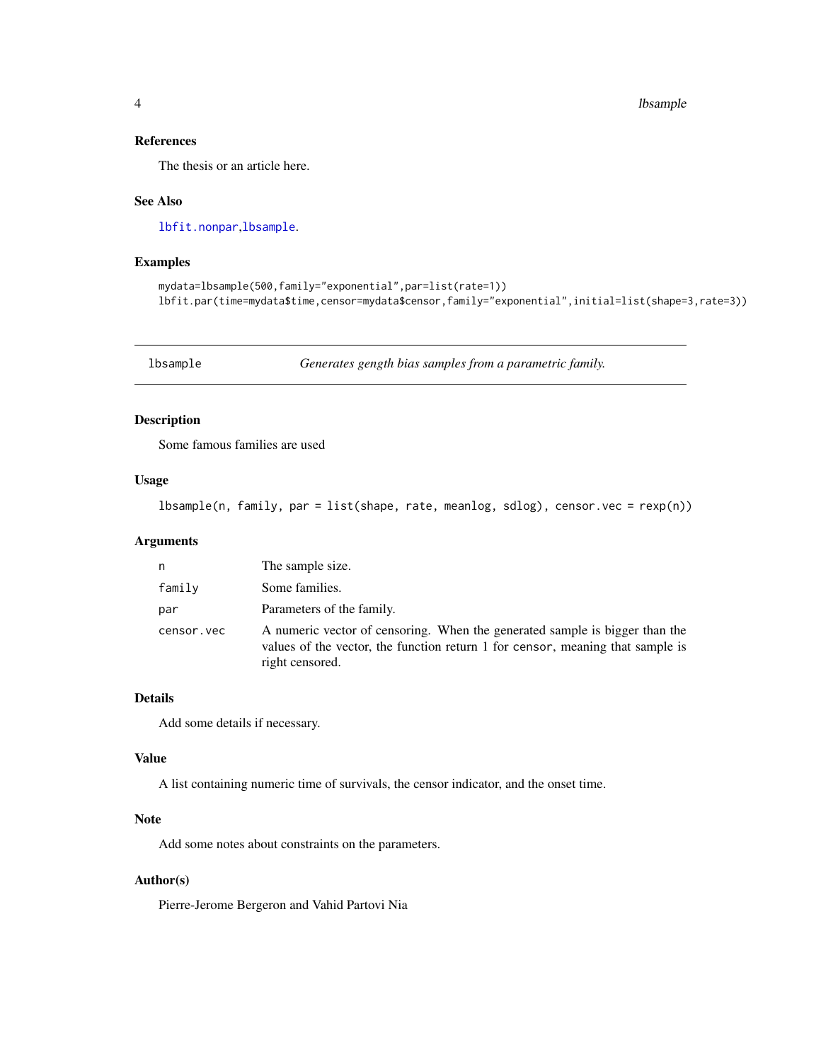### References

The thesis or an article here.

### See Also

lbfit.nonpar,lbsample.

### Examples

```
mydata=lbsample(500,family="exponential",par=list(rate=1))
lbfit.par(time=mydata$time,censor=mydata$censor,family="exponential",initial=list(shape=3,rate=3))
```

---

## lbsample — *Generates gength bias samples from a parametric family.*

---

### Description

Some famous families are used

### Usage

```
lbsample(n, family, par = list(shape, rate, meanlog, sdlog), censor.vec = rexp(n))
```

### Arguments

| | |
|---|---|
| `n` | The sample size. |
| `family` | Some families. |
| `par` | Parameters of the family. |
| `censor.vec` | A numeric vector of censoring. When the generated sample is bigger than the values of the vector, the function return 1 for `censor`, meaning that sample is right censored. |

### Details

Add some details if necessary.

### Value

A list containing numeric time of survivals, the censor indicator, and the onset time.

### Note

Add some notes about constraints on the parameters.

### Author(s)

Pierre-Jerome Bergeron and Vahid Partovi Nia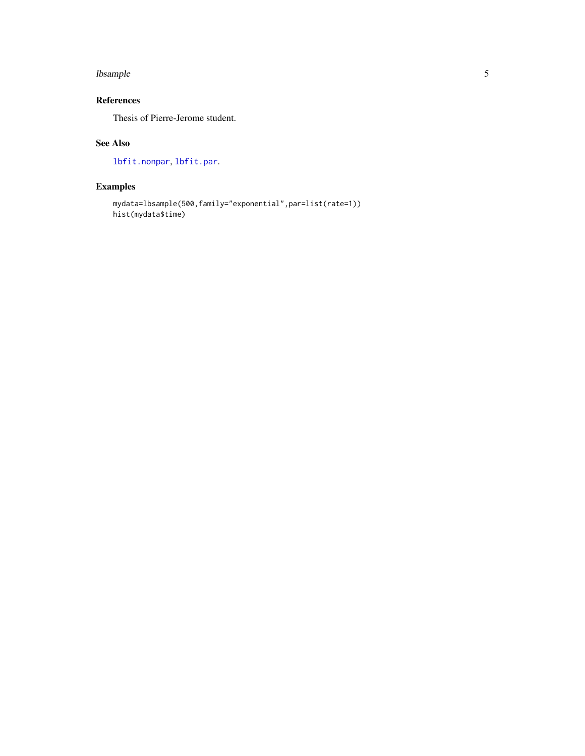## References

Thesis of Pierre-Jerome student.

## See Also

`lbfit.nonpar`, `lbfit.par`.

## Examples

```
mydata=lbsample(500,family="exponential",par=list(rate=1))
hist(mydata$time)
```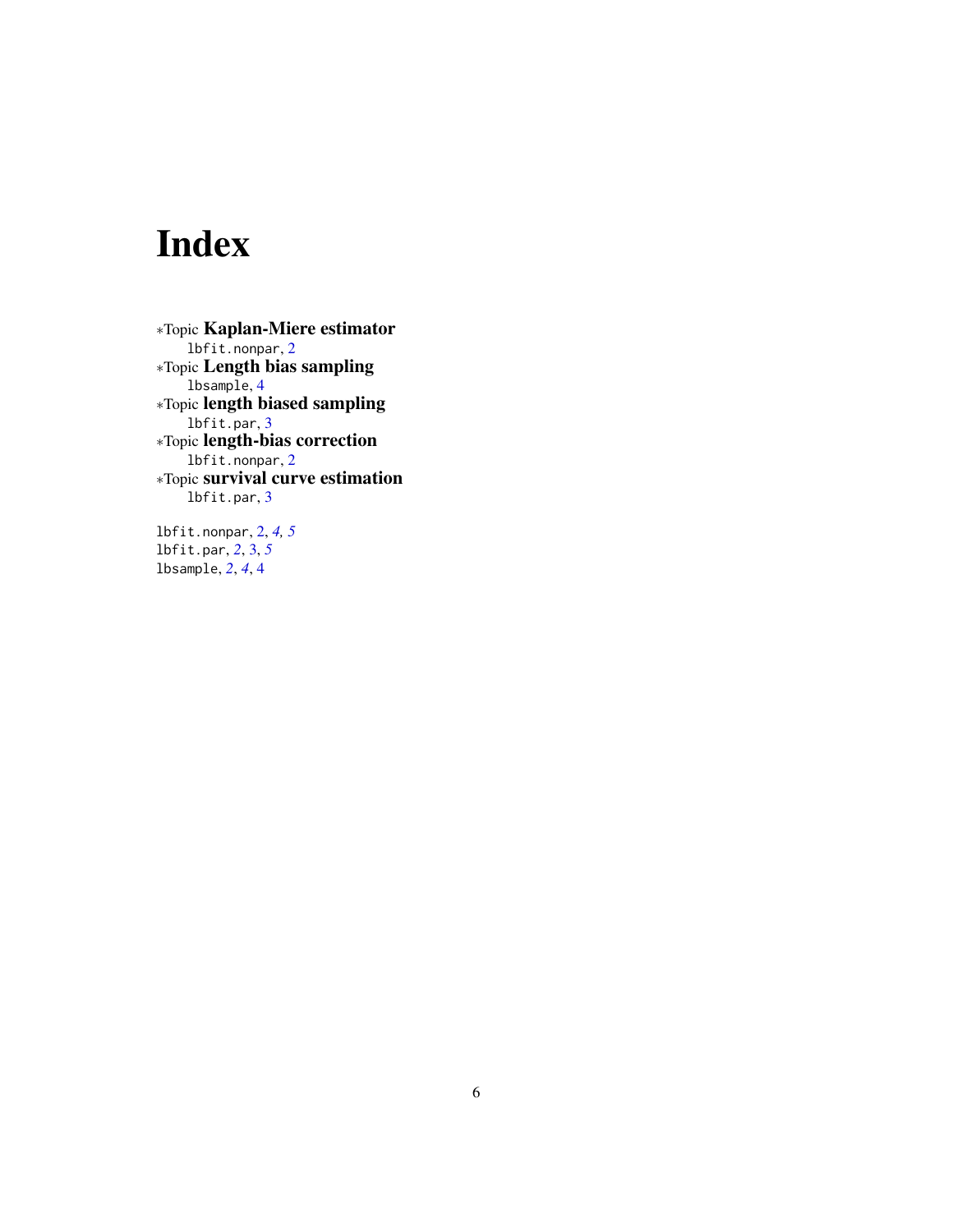# Index

*Topic **Kaplan-Miere estimator**
  lbfit.nonpar, 2
*Topic **Length bias sampling**
  lbsample, 4
*Topic **length biased sampling**
  lbfit.par, 3
*Topic **length-bias correction**
  lbfit.nonpar, 2
*Topic **survival curve estimation**
  lbfit.par, 3

lbfit.nonpar, 2, *4, 5*
lbfit.par, *2*, 3, *5*
lbsample, *2*, *4*, 4